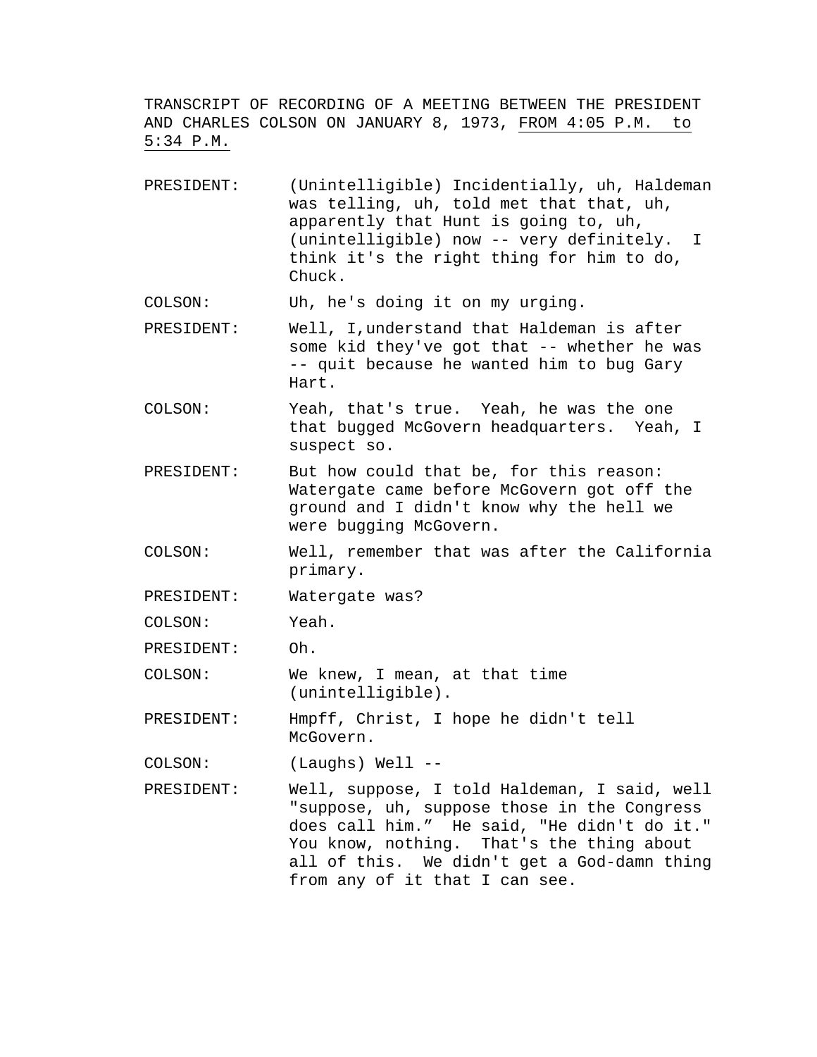TRANSCRIPT OF RECORDING OF A MEETING BETWEEN THE PRESIDENT AND CHARLES COLSON ON JANUARY 8, 1973, <u>FROM 4:05 P.M. to 5:34 P.M.</u>

PRESIDENT: (Unintelligible) Incidentially, uh, Haldeman was telling, uh, told met that that, uh, apparently that Hunt is going to, uh, (unintelligible) now -- very definitely. I think it's the right thing for him to do, Chuck.

COLSON: Uh, he's doing it on my urging.

PRESIDENT: Well, I,understand that Haldeman is after some kid they've got that -- whether he was -- quit because he wanted him to bug Gary Hart.

COLSON: Yeah, that's true. Yeah, he was the one that bugged McGovern headquarters. Yeah, I suspect so.

PRESIDENT: But how could that be, for this reason: Watergate came before McGovern got off the ground and I didn't know why the hell we were bugging McGovern.

COLSON: Well, remember that was after the California primary.

PRESIDENT: Watergate was?

COLSON: Yeah.

PRESIDENT: Oh.

COLSON: We knew, I mean, at that time (unintelligible).

PRESIDENT: Hmpff, Christ, I hope he didn't tell McGovern.

COLSON: (Laughs) Well --

PRESIDENT: Well, suppose, I told Haldeman, I said, well "suppose, uh, suppose those in the Congress does call him." He said, "He didn't do it." You know, nothing. That's the thing about all of this. We didn't get a God-damn thing from any of it that I can see.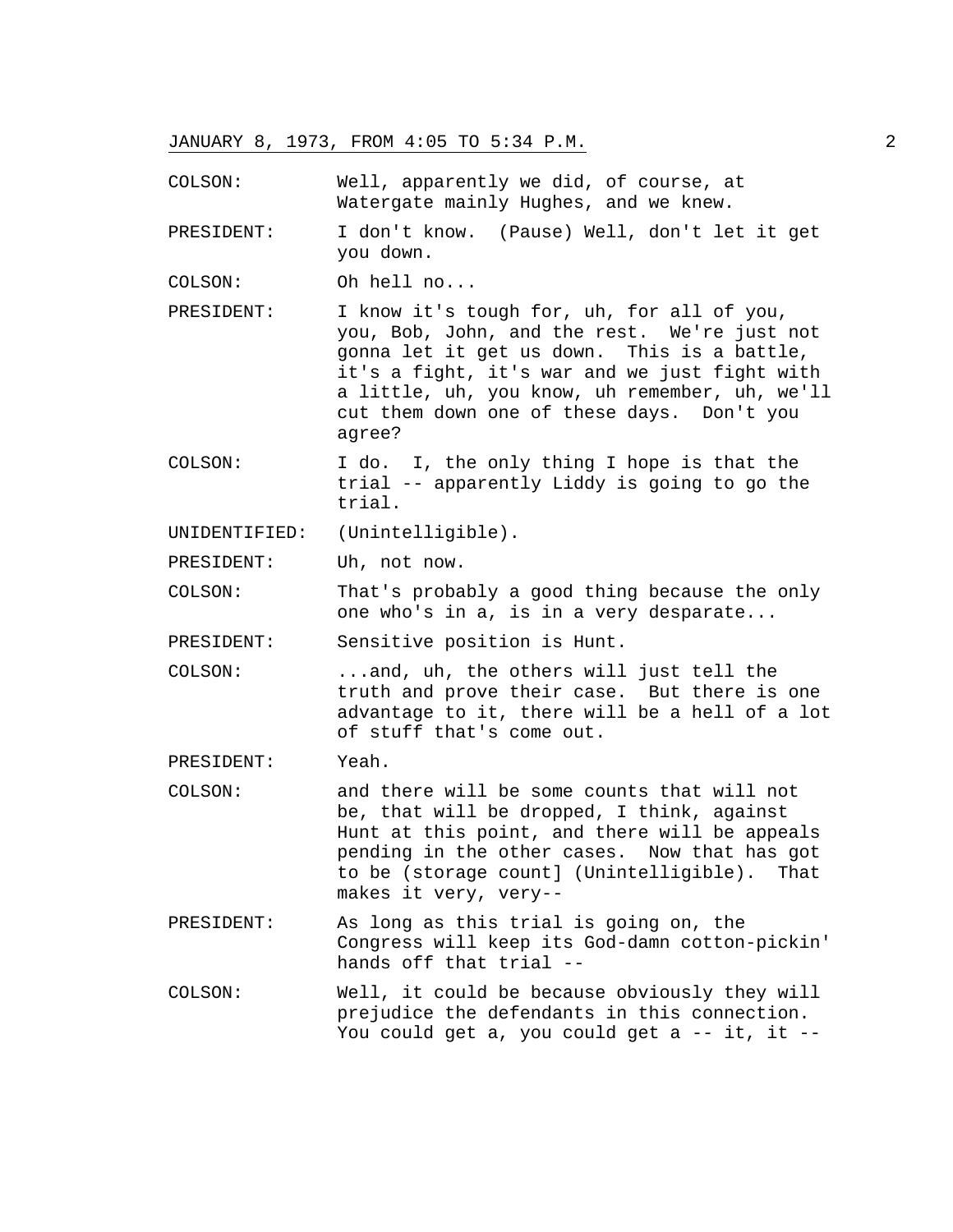JANUARY 8, 1973, FROM 4:05 TO 5:34 P.M.

COLSON: Well, apparently we did, of course, at Watergate mainly Hughes, and we knew.

PRESIDENT: I don't know. (Pause) Well, don't let it get you down.

COLSON: Oh hell no...

PRESIDENT: I know it's tough for, uh, for all of you, you, Bob, John, and the rest. We're just not gonna let it get us down. This is a battle, it's a fight, it's war and we just fight with a little, uh, you know, uh remember, uh, we'll cut them down one of these days. Don't you agree?

COLSON: I do. I, the only thing I hope is that the trial -- apparently Liddy is going to go the trial.

UNIDENTIFIED: (Unintelligible).

PRESIDENT: Uh, not now.

COLSON: That's probably a good thing because the only one who's in a, is in a very desparate...

PRESIDENT: Sensitive position is Hunt.

COLSON: ...and, uh, the others will just tell the truth and prove their case. But there is one advantage to it, there will be a hell of a lot of stuff that's come out.

PRESIDENT: Yeah.

COLSON: and there will be some counts that will not be, that will be dropped, I think, against Hunt at this point, and there will be appeals pending in the other cases. Now that has got to be (storage count] (Unintelligible). That makes it very, very--

PRESIDENT: As long as this trial is going on, the Congress will keep its God-damn cotton-pickin' hands off that trial --

COLSON: Well, it could be because obviously they will prejudice the defendants in this connection. You could get a, you could get a -- it, it --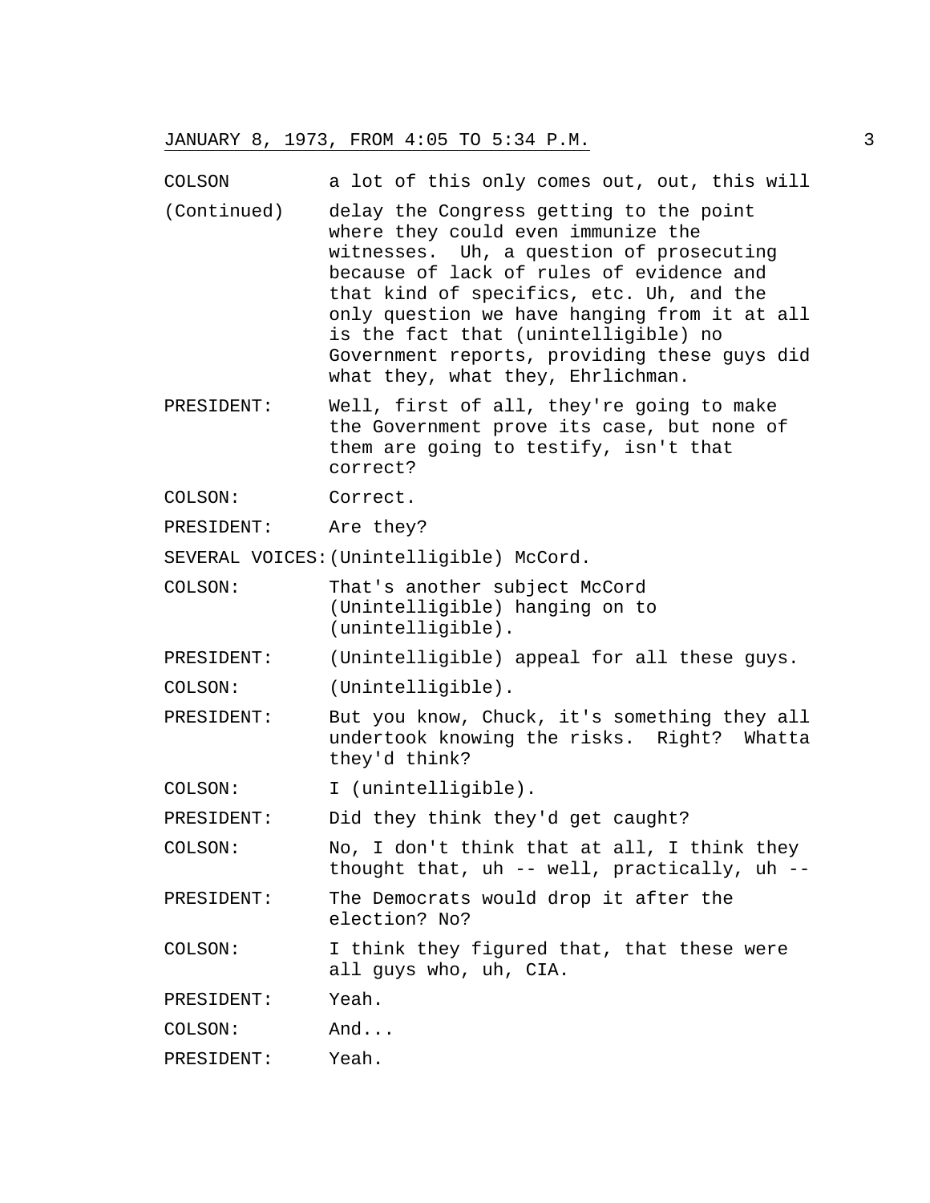JANUARY 8, 1973, FROM 4:05 TO 5:34 P.M.

COLSON (Continued): a lot of this only comes out, out, this will delay the Congress getting to the point where they could even immunize the witnesses. Uh, a question of prosecuting because of lack of rules of evidence and that kind of specifics, etc. Uh, and the only question we have hanging from it at all is the fact that (unintelligible) no Government reports, providing these guys did what they, what they, Ehrlichman.

PRESIDENT: Well, first of all, they're going to make the Government prove its case, but none of them are going to testify, isn't that correct?

COLSON: Correct.

PRESIDENT: Are they?

SEVERAL VOICES: (Unintelligible) McCord.

COLSON: That's another subject McCord (Unintelligible) hanging on to (unintelligible).

PRESIDENT: (Unintelligible) appeal for all these guys.

COLSON: (Unintelligible).

PRESIDENT: But you know, Chuck, it's something they all undertook knowing the risks. Right? Whatta they'd think?

COLSON: I (unintelligible).

PRESIDENT: Did they think they'd get caught?

COLSON: No, I don't think that at all, I think they thought that, uh -- well, practically, uh --

PRESIDENT: The Democrats would drop it after the election? No?

COLSON: I think they figured that, that these were all guys who, uh, CIA.

PRESIDENT: Yeah.

COLSON: And...

PRESIDENT: Yeah.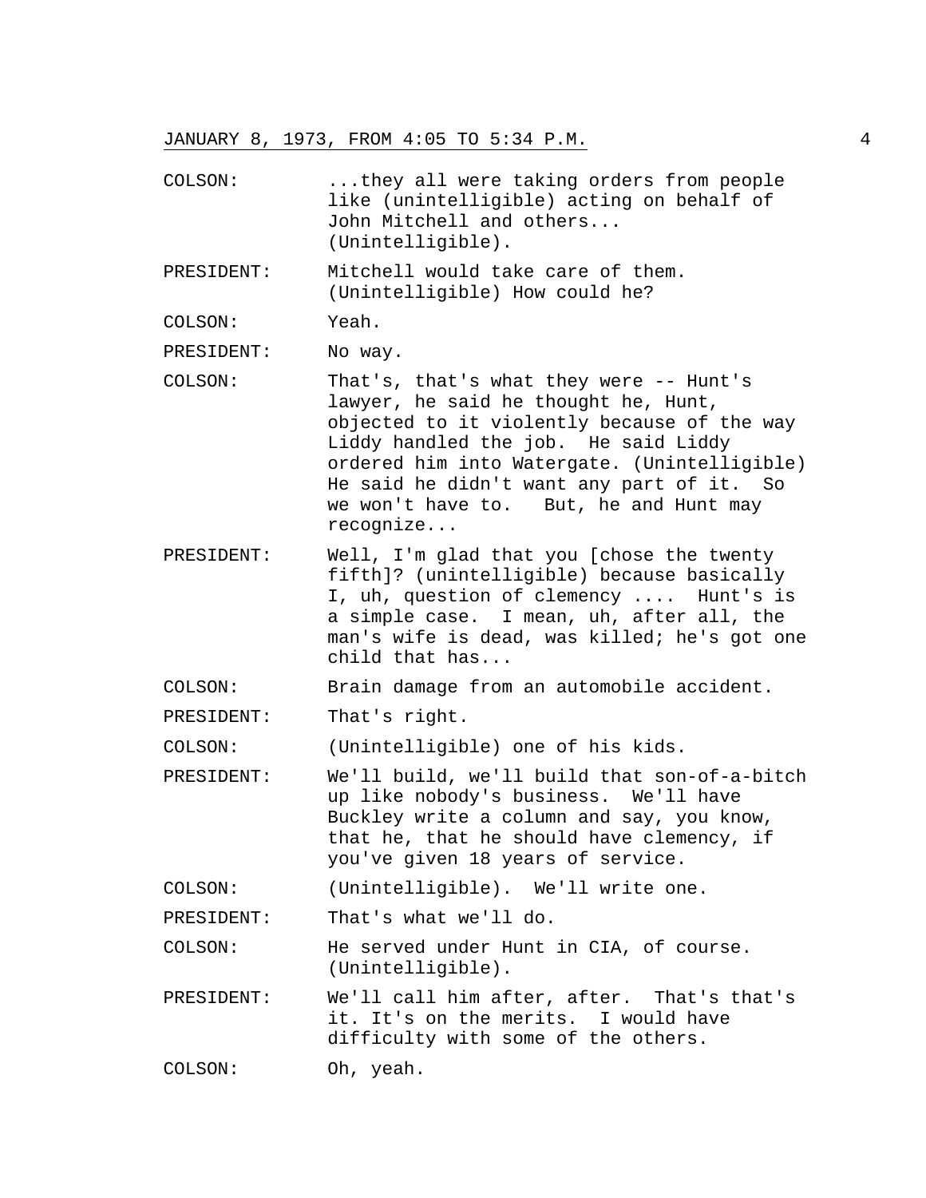JANUARY 8, 1973, FROM 4:05 TO 5:34 P.M.

COLSON: ...they all were taking orders from people like (unintelligible) acting on behalf of John Mitchell and others... (Unintelligible).

PRESIDENT: Mitchell would take care of them. (Unintelligible) How could he?

COLSON: Yeah.

PRESIDENT: No way.

COLSON: That's, that's what they were -- Hunt's lawyer, he said he thought he, Hunt, objected to it violently because of the way Liddy handled the job. He said Liddy ordered him into Watergate. (Unintelligible) He said he didn't want any part of it. So we won't have to. But, he and Hunt may recognize...

PRESIDENT: Well, I'm glad that you [chose the twenty fifth]? (unintelligible) because basically I, uh, question of clemency .... Hunt's is a simple case. I mean, uh, after all, the man's wife is dead, was killed; he's got one child that has...

COLSON: Brain damage from an automobile accident.

PRESIDENT: That's right.

COLSON: (Unintelligible) one of his kids.

PRESIDENT: We'll build, we'll build that son-of-a-bitch up like nobody's business. We'll have Buckley write a column and say, you know, that he, that he should have clemency, if you've given 18 years of service.

COLSON: (Unintelligible). We'll write one.

PRESIDENT: That's what we'll do.

COLSON: He served under Hunt in CIA, of course. (Unintelligible).

PRESIDENT: We'll call him after, after. That's that's it. It's on the merits. I would have difficulty with some of the others.

COLSON: Oh, yeah.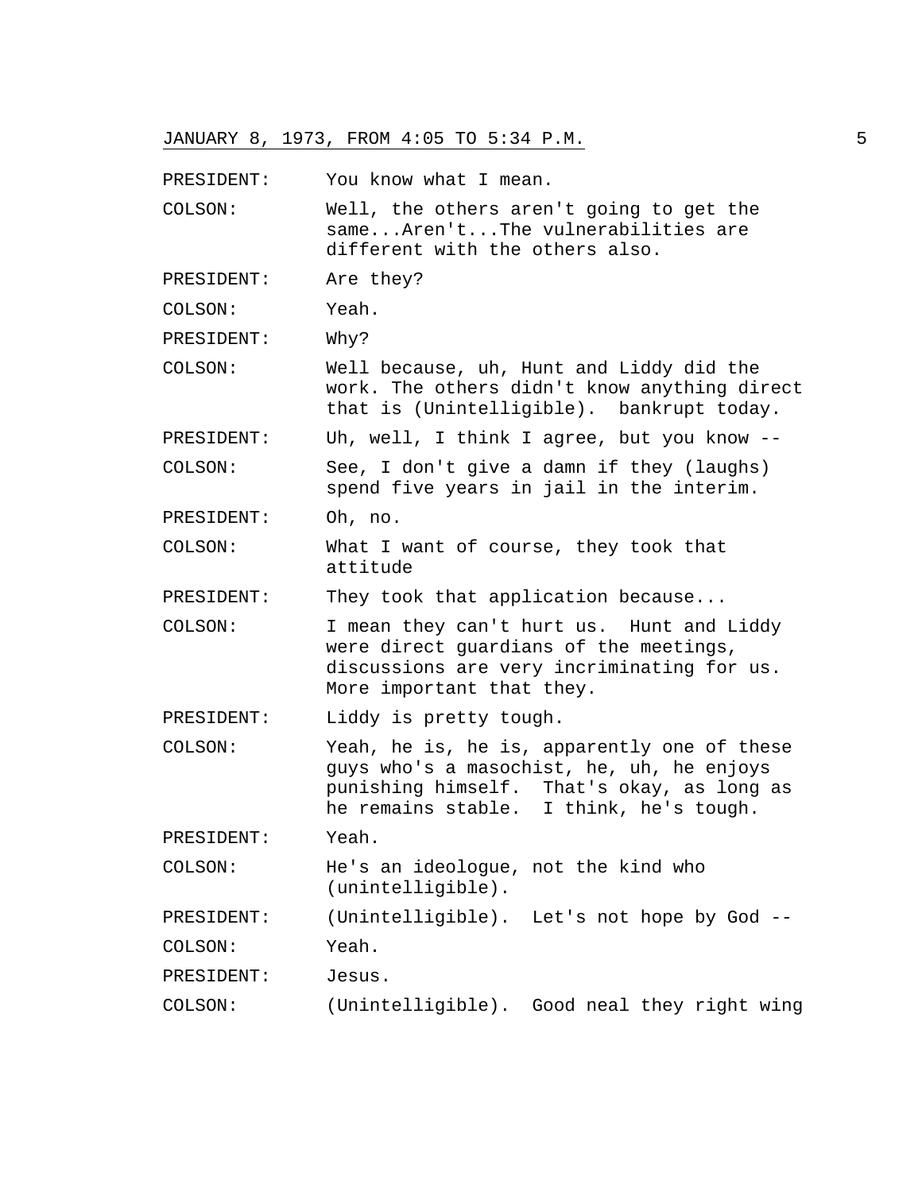JANUARY 8, 1973, FROM 4:05 TO 5:34 P.M.

| | |
|---|---|
| PRESIDENT: | You know what I mean. |
| COLSON: | Well, the others aren't going to get the same...Aren't...The vulnerabilities are different with the others also. |
| PRESIDENT: | Are they? |
| COLSON: | Yeah. |
| PRESIDENT: | Why? |
| COLSON: | Well because, uh, Hunt and Liddy did the work. The others didn't know anything direct that is (Unintelligible). bankrupt today. |
| PRESIDENT: | Uh, well, I think I agree, but you know -- |
| COLSON: | See, I don't give a damn if they (laughs) spend five years in jail in the interim. |
| PRESIDENT: | Oh, no. |
| COLSON: | What I want of course, they took that attitude |
| PRESIDENT: | They took that application because... |
| COLSON: | I mean they can't hurt us. Hunt and Liddy were direct guardians of the meetings, discussions are very incriminating for us. More important that they. |
| PRESIDENT: | Liddy is pretty tough. |
| COLSON: | Yeah, he is, he is, apparently one of these guys who's a masochist, he, uh, he enjoys punishing himself. That's okay, as long as he remains stable. I think, he's tough. |
| PRESIDENT: | Yeah. |
| COLSON: | He's an ideologue, not the kind who (unintelligible). |
| PRESIDENT: | (Unintelligible). Let's not hope by God -- |
| COLSON: | Yeah. |
| PRESIDENT: | Jesus. |
| COLSON: | (Unintelligible). Good neal they right wing |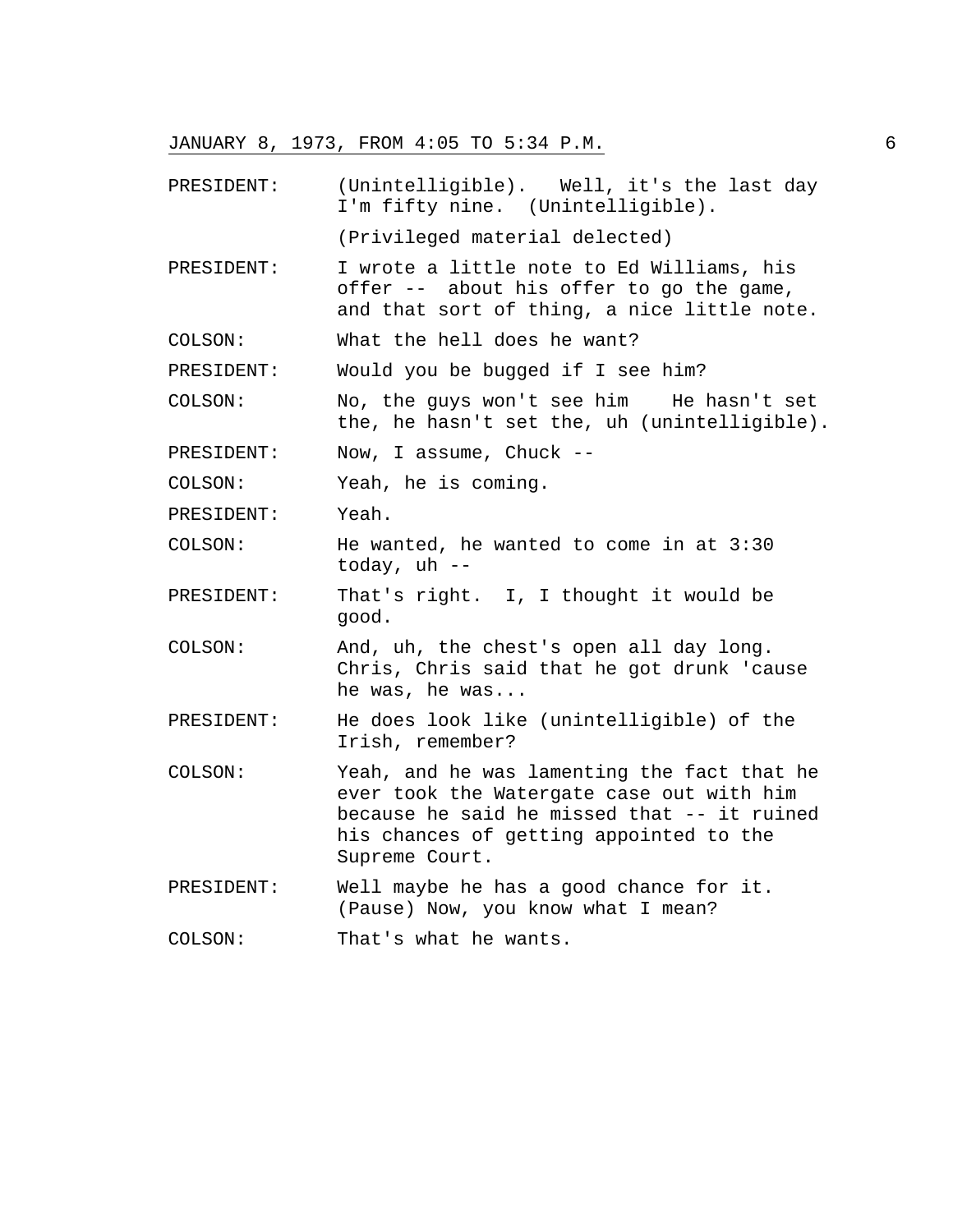JANUARY 8, 1973, FROM 4:05 TO 5:34 P.M.

| | |
|---|---|
| PRESIDENT: | (Unintelligible). Well, it's the last day I'm fifty nine. (Unintelligible). |
| | (Privileged material delected) |
| PRESIDENT: | I wrote a little note to Ed Williams, his offer -- about his offer to go the game, and that sort of thing, a nice little note. |
| COLSON: | What the hell does he want? |
| PRESIDENT: | Would you be bugged if I see him? |
| COLSON: | No, the guys won't see him He hasn't set the, he hasn't set the, uh (unintelligible). |
| PRESIDENT: | Now, I assume, Chuck -- |
| COLSON: | Yeah, he is coming. |
| PRESIDENT: | Yeah. |
| COLSON: | He wanted, he wanted to come in at 3:30 today, uh -- |
| PRESIDENT: | That's right. I, I thought it would be good. |
| COLSON: | And, uh, the chest's open all day long. Chris, Chris said that he got drunk 'cause he was, he was... |
| PRESIDENT: | He does look like (unintelligible) of the Irish, remember? |
| COLSON: | Yeah, and he was lamenting the fact that he ever took the Watergate case out with him because he said he missed that -- it ruined his chances of getting appointed to the Supreme Court. |
| PRESIDENT: | Well maybe he has a good chance for it. (Pause) Now, you know what I mean? |
| COLSON: | That's what he wants. |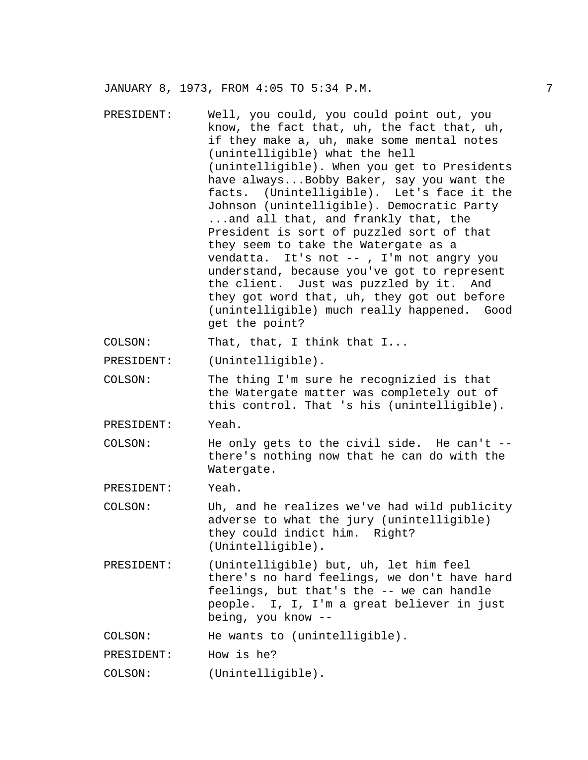JANUARY 8, 1973, FROM 4:05 TO 5:34 P.M.

PRESIDENT: Well, you could, you could point out, you know, the fact that, uh, the fact that, uh, if they make a, uh, make some mental notes (unintelligible) what the hell (unintelligible). When you get to Presidents have always...Bobby Baker, say you want the facts. (Unintelligible). Let's face it the Johnson (unintelligible). Democratic Party ...and all that, and frankly that, the President is sort of puzzled sort of that they seem to take the Watergate as a vendatta. It's not -- , I'm not angry you understand, because you've got to represent the client. Just was puzzled by it. And they got word that, uh, they got out before (unintelligible) much really happened. Good get the point?

COLSON: That, that, I think that I...

PRESIDENT: (Unintelligible).

COLSON: The thing I'm sure he recognizied is that the Watergate matter was completely out of this control. That 's his (unintelligible).

PRESIDENT: Yeah.

COLSON: He only gets to the civil side. He can't -- there's nothing now that he can do with the Watergate.

PRESIDENT: Yeah.

COLSON: Uh, and he realizes we've had wild publicity adverse to what the jury (unintelligible) they could indict him. Right? (Unintelligible).

PRESIDENT: (Unintelligible) but, uh, let him feel there's no hard feelings, we don't have hard feelings, but that's the -- we can handle people. I, I, I'm a great believer in just being, you know --

COLSON: He wants to (unintelligible).

PRESIDENT: How is he?

COLSON: (Unintelligible).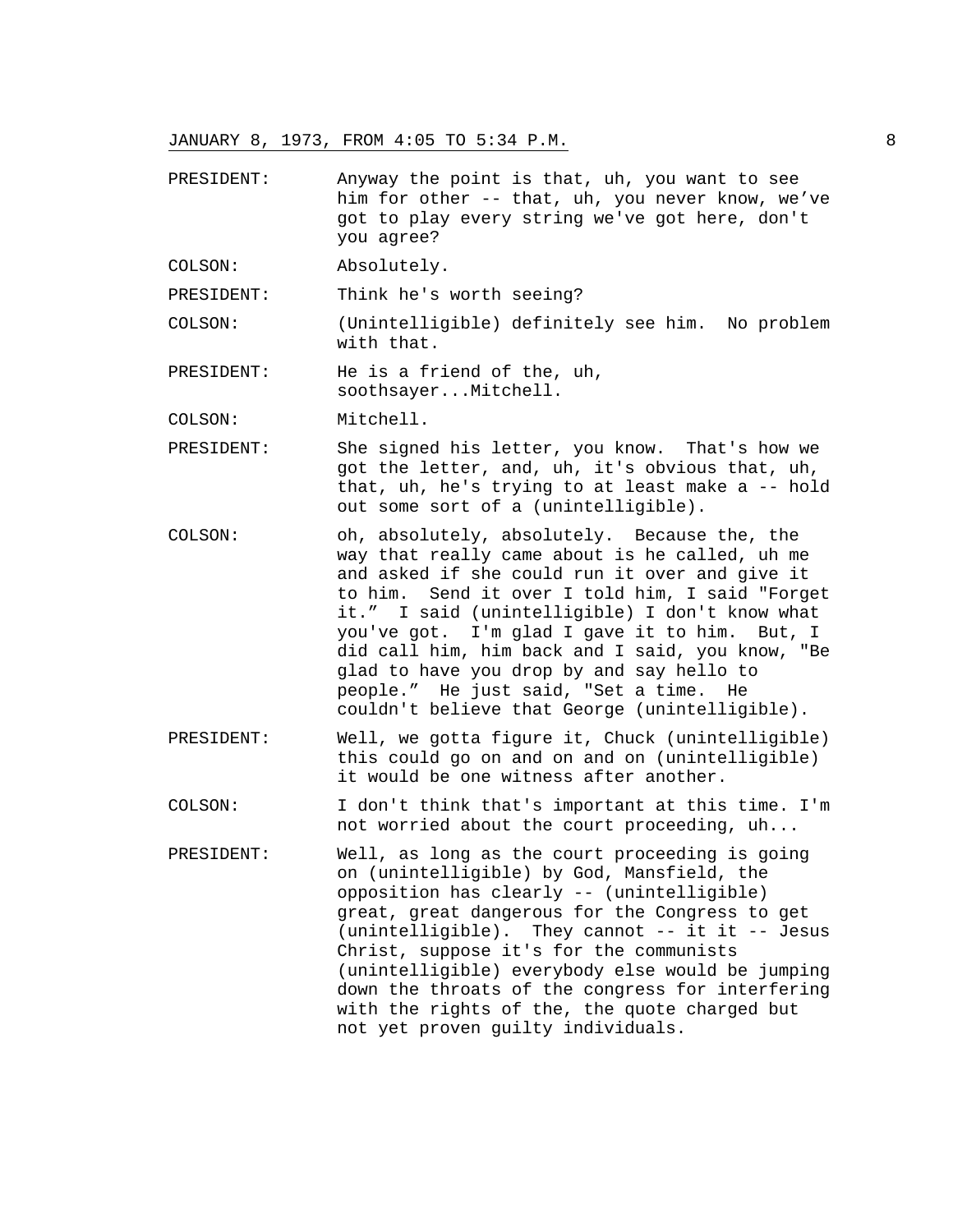PRESIDENT: Anyway the point is that, uh, you want to see him for other -- that, uh, you never know, we've got to play every string we've got here, don't you agree?

COLSON: Absolutely.

PRESIDENT: Think he's worth seeing?

COLSON: (Unintelligible) definitely see him. No problem with that.

PRESIDENT: He is a friend of the, uh, soothsayer...Mitchell.

COLSON: Mitchell.

PRESIDENT: She signed his letter, you know. That's how we got the letter, and, uh, it's obvious that, uh, that, uh, he's trying to at least make a -- hold out some sort of a (unintelligible).

COLSON: oh, absolutely, absolutely. Because the, the way that really came about is he called, uh me and asked if she could run it over and give it to him. Send it over I told him, I said "Forget it." I said (unintelligible) I don't know what you've got. I'm glad I gave it to him. But, I did call him, him back and I said, you know, "Be glad to have you drop by and say hello to people." He just said, "Set a time. He couldn't believe that George (unintelligible).

PRESIDENT: Well, we gotta figure it, Chuck (unintelligible) this could go on and on and on (unintelligible) it would be one witness after another.

COLSON: I don't think that's important at this time. I'm not worried about the court proceeding, uh...

PRESIDENT: Well, as long as the court proceeding is going on (unintelligible) by God, Mansfield, the opposition has clearly -- (unintelligible) great, great dangerous for the Congress to get (unintelligible). They cannot -- it it -- Jesus Christ, suppose it's for the communists (unintelligible) everybody else would be jumping down the throats of the congress for interfering with the rights of the, the quote charged but not yet proven guilty individuals.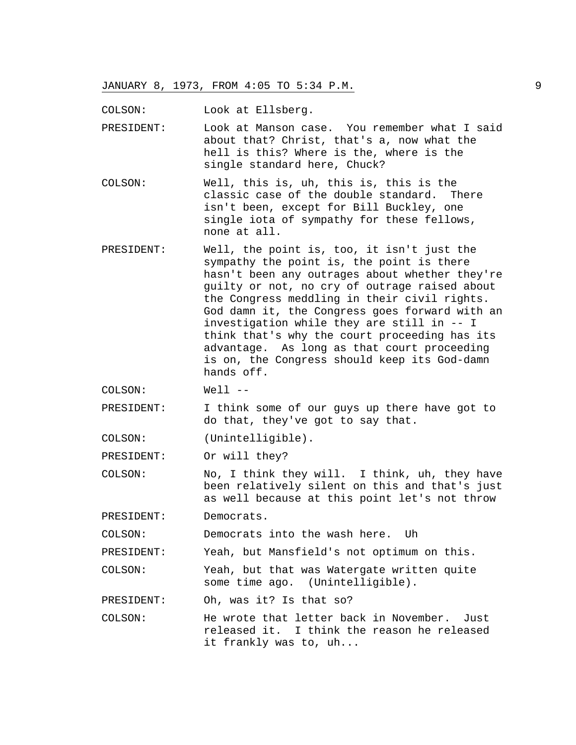COLSON: Look at Ellsberg.

PRESIDENT: Look at Manson case. You remember what I said about that? Christ, that's a, now what the hell is this? Where is the, where is the single standard here, Chuck?

COLSON: Well, this is, uh, this is, this is the classic case of the double standard. There isn't been, except for Bill Buckley, one single iota of sympathy for these fellows, none at all.

PRESIDENT: Well, the point is, too, it isn't just the sympathy the point is, the point is there hasn't been any outrages about whether they're guilty or not, no cry of outrage raised about the Congress meddling in their civil rights. God damn it, the Congress goes forward with an investigation while they are still in -- I think that's why the court proceeding has its advantage. As long as that court proceeding is on, the Congress should keep its God-damn hands off.

COLSON: Well --

PRESIDENT: I think some of our guys up there have got to do that, they've got to say that.

COLSON: (Unintelligible).

PRESIDENT: Or will they?

COLSON: No, I think they will. I think, uh, they have been relatively silent on this and that's just as well because at this point let's not throw

PRESIDENT: Democrats.

COLSON: Democrats into the wash here. Uh

PRESIDENT: Yeah, but Mansfield's not optimum on this.

COLSON: Yeah, but that was Watergate written quite some time ago. (Unintelligible).

PRESIDENT: Oh, was it? Is that so?

COLSON: He wrote that letter back in November. Just released it. I think the reason he released it frankly was to, uh...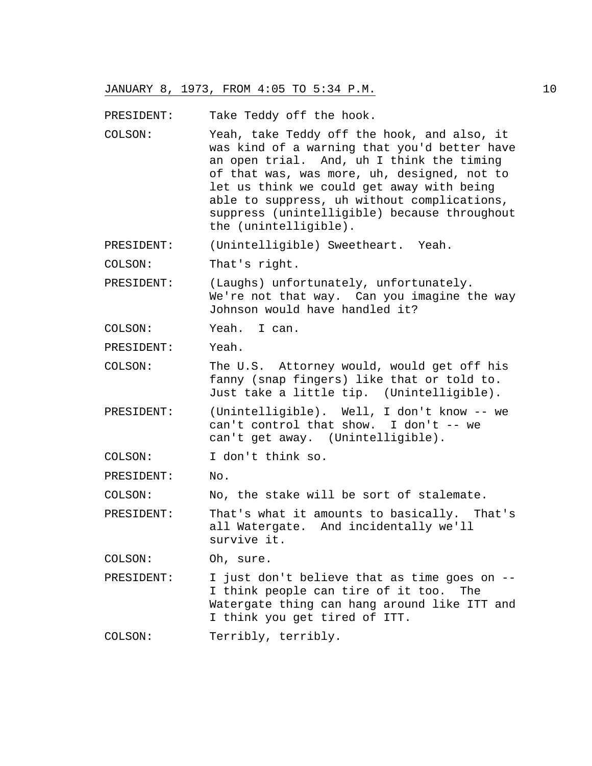PRESIDENT: Take Teddy off the hook.

COLSON: Yeah, take Teddy off the hook, and also, it was kind of a warning that you'd better have an open trial. And, uh I think the timing of that was, was more, uh, designed, not to let us think we could get away with being able to suppress, uh without complications, suppress (unintelligible) because throughout the (unintelligible).

PRESIDENT: (Unintelligible) Sweetheart. Yeah.

COLSON: That's right.

PRESIDENT: (Laughs) unfortunately, unfortunately. We're not that way. Can you imagine the way Johnson would have handled it?

COLSON: Yeah. I can.

PRESIDENT: Yeah.

COLSON: The U.S. Attorney would, would get off his fanny (snap fingers) like that or told to. Just take a little tip. (Unintelligible).

PRESIDENT: (Unintelligible). Well, I don't know -- we can't control that show. I don't -- we can't get away. (Unintelligible).

COLSON: I don't think so.

PRESIDENT: No.

COLSON: No, the stake will be sort of stalemate.

PRESIDENT: That's what it amounts to basically. That's all Watergate. And incidentally we'll survive it.

COLSON: Oh, sure.

PRESIDENT: I just don't believe that as time goes on -- I think people can tire of it too. The Watergate thing can hang around like ITT and I think you get tired of ITT.

COLSON: Terribly, terribly.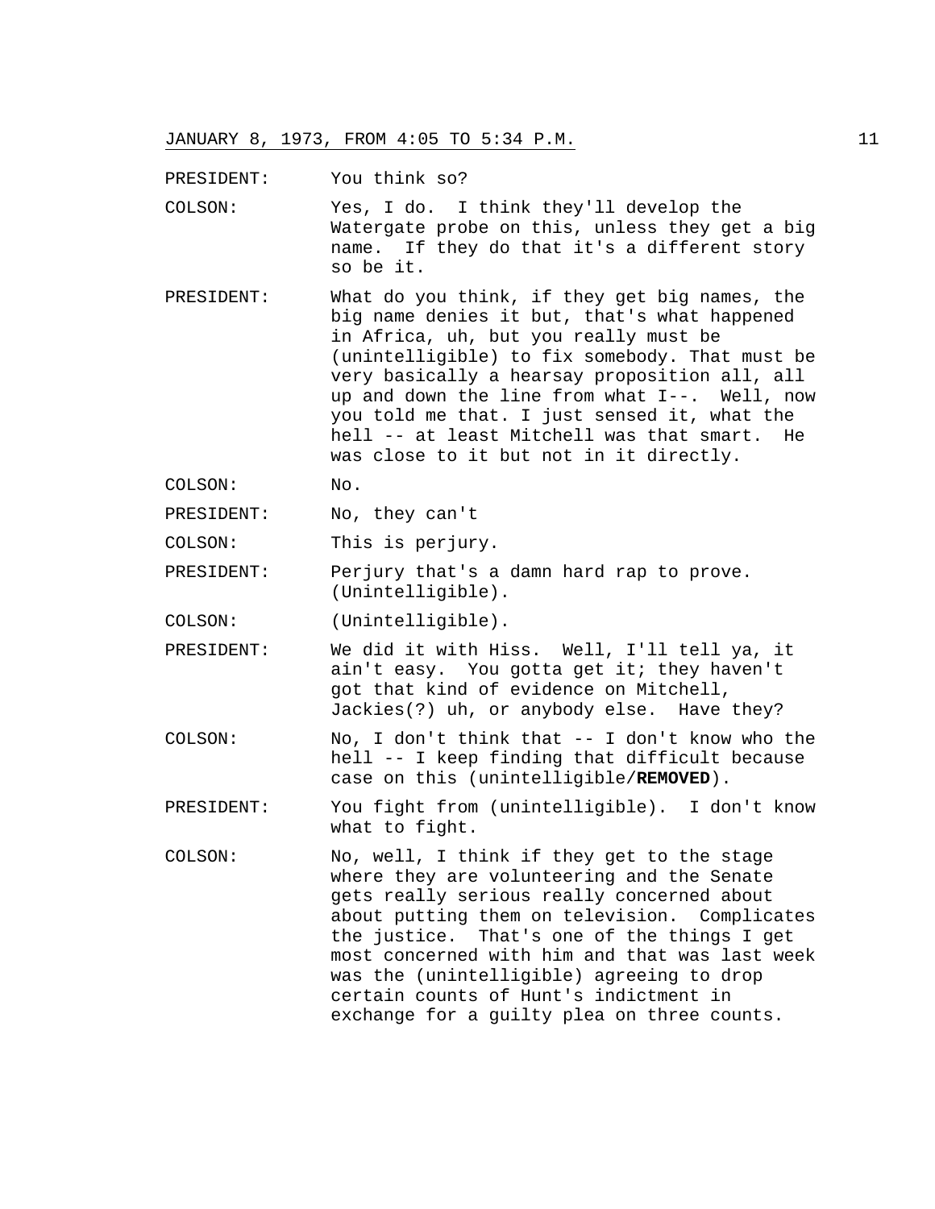PRESIDENT: You think so?

COLSON: Yes, I do. I think they'll develop the Watergate probe on this, unless they get a big name. If they do that it's a different story so be it.

PRESIDENT: What do you think, if they get big names, the big name denies it but, that's what happened in Africa, uh, but you really must be (unintelligible) to fix somebody. That must be very basically a hearsay proposition all, all up and down the line from what I--. Well, now you told me that. I just sensed it, what the hell -- at least Mitchell was that smart. He was close to it but not in it directly.

COLSON: No.

PRESIDENT: No, they can't

COLSON: This is perjury.

PRESIDENT: Perjury that's a damn hard rap to prove. (Unintelligible).

COLSON: (Unintelligible).

PRESIDENT: We did it with Hiss. Well, I'll tell ya, it ain't easy. You gotta get it; they haven't got that kind of evidence on Mitchell, Jackies(?) uh, or anybody else. Have they?

COLSON: No, I don't think that -- I don't know who the hell -- I keep finding that difficult because case on this (unintelligible/**REMOVED**).

PRESIDENT: You fight from (unintelligible). I don't know what to fight.

COLSON: No, well, I think if they get to the stage where they are volunteering and the Senate gets really serious really concerned about about putting them on television. Complicates the justice. That's one of the things I get most concerned with him and that was last week was the (unintelligible) agreeing to drop certain counts of Hunt's indictment in exchange for a guilty plea on three counts.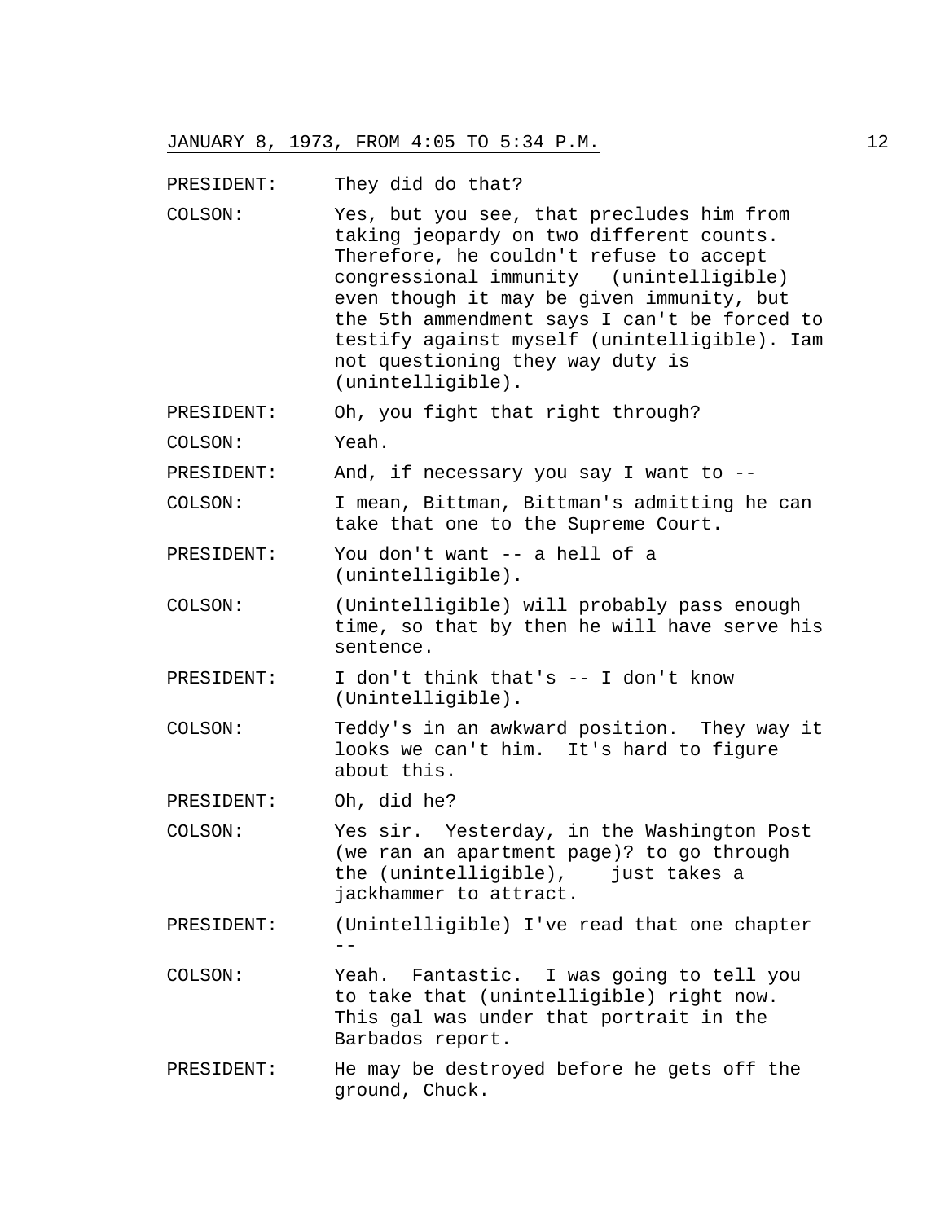PRESIDENT: They did do that?

COLSON: Yes, but you see, that precludes him from taking jeopardy on two different counts. Therefore, he couldn't refuse to accept congressional immunity (unintelligible) even though it may be given immunity, but the 5th ammendment says I can't be forced to testify against myself (unintelligible). Iam not questioning they way duty is (unintelligible).

PRESIDENT: Oh, you fight that right through?

COLSON: Yeah.

PRESIDENT: And, if necessary you say I want to --

COLSON: I mean, Bittman, Bittman's admitting he can take that one to the Supreme Court.

PRESIDENT: You don't want -- a hell of a (unintelligible).

COLSON: (Unintelligible) will probably pass enough time, so that by then he will have serve his sentence.

PRESIDENT: I don't think that's -- I don't know (Unintelligible).

COLSON: Teddy's in an awkward position. They way it looks we can't him. It's hard to figure about this.

PRESIDENT: Oh, did he?

COLSON: Yes sir. Yesterday, in the Washington Post (we ran an apartment page)? to go through the (unintelligible), just takes a jackhammer to attract.

PRESIDENT: (Unintelligible) I've read that one chapter --

COLSON: Yeah. Fantastic. I was going to tell you to take that (unintelligible) right now. This gal was under that portrait in the Barbados report.

PRESIDENT: He may be destroyed before he gets off the ground, Chuck.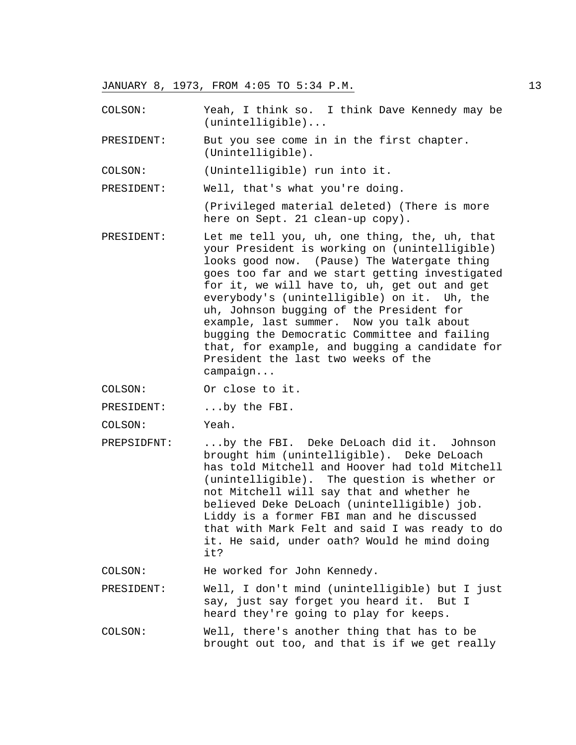JANUARY 8, 1973, FROM 4:05 TO 5:34 P.M.

COLSON: Yeah, I think so. I think Dave Kennedy may be (unintelligible)...

PRESIDENT: But you see come in in the first chapter. (Unintelligible).

COLSON: (Unintelligible) run into it.

PRESIDENT: Well, that's what you're doing.

(Privileged material deleted) (There is more here on Sept. 21 clean-up copy).

PRESIDENT: Let me tell you, uh, one thing, the, uh, that your President is working on (unintelligible) looks good now. (Pause) The Watergate thing goes too far and we start getting investigated for it, we will have to, uh, get out and get everybody's (unintelligible) on it. Uh, the uh, Johnson bugging of the President for example, last summer. Now you talk about bugging the Democratic Committee and failing that, for example, and bugging a candidate for President the last two weeks of the campaign...

COLSON: Or close to it.

PRESIDENT: ...by the FBI.

COLSON: Yeah.

PREPSIDFNT: ...by the FBI. Deke DeLoach did it. Johnson brought him (unintelligible). Deke DeLoach has told Mitchell and Hoover had told Mitchell (unintelligible). The question is whether or not Mitchell will say that and whether he believed Deke DeLoach (unintelligible) job. Liddy is a former FBI man and he discussed that with Mark Felt and said I was ready to do it. He said, under oath? Would he mind doing it?

COLSON: He worked for John Kennedy.

PRESIDENT: Well, I don't mind (unintelligible) but I just say, just say forget you heard it. But I heard they're going to play for keeps.

COLSON: Well, there's another thing that has to be brought out too, and that is if we get really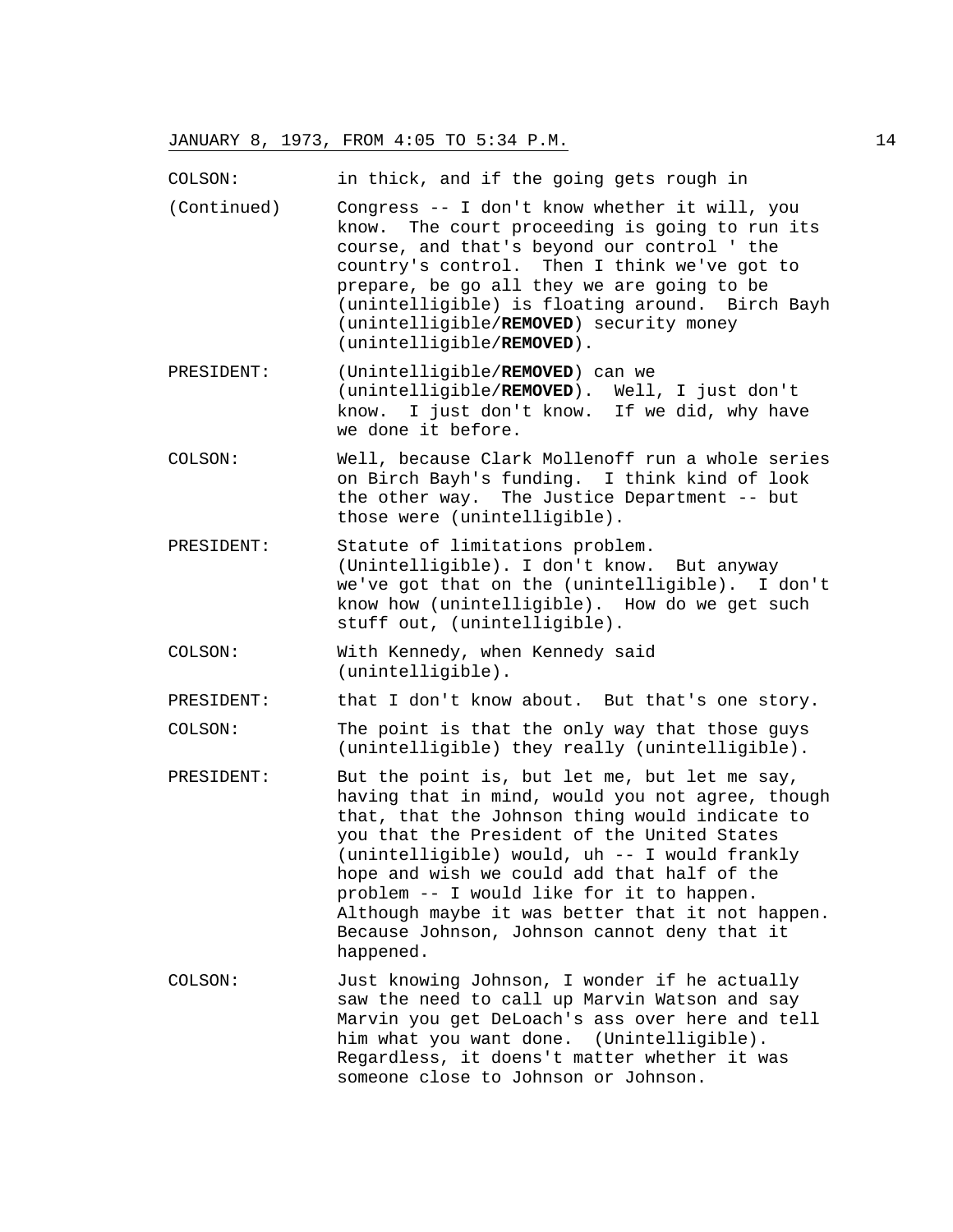COLSON: in thick, and if the going gets rough in
(Continued) Congress -- I don't know whether it will, you know. The court proceeding is going to run its course, and that's beyond our control ' the country's control. Then I think we've got to prepare, be go all they we are going to be (unintelligible) is floating around. Birch Bayh (unintelligible/**REMOVED**) security money (unintelligible/**REMOVED**).

PRESIDENT: (Unintelligible/**REMOVED**) can we (unintelligible/**REMOVED**). Well, I just don't know. I just don't know. If we did, why have we done it before.

COLSON: Well, because Clark Mollenoff run a whole series on Birch Bayh's funding. I think kind of look the other way. The Justice Department -- but those were (unintelligible).

PRESIDENT: Statute of limitations problem. (Unintelligible). I don't know. But anyway we've got that on the (unintelligible). I don't know how (unintelligible). How do we get such stuff out, (unintelligible).

COLSON: With Kennedy, when Kennedy said (unintelligible).

PRESIDENT: that I don't know about. But that's one story.

COLSON: The point is that the only way that those guys (unintelligible) they really (unintelligible).

PRESIDENT: But the point is, but let me, but let me say, having that in mind, would you not agree, though that, that the Johnson thing would indicate to you that the President of the United States (unintelligible) would, uh -- I would frankly hope and wish we could add that half of the problem -- I would like for it to happen. Although maybe it was better that it not happen. Because Johnson, Johnson cannot deny that it happened.

COLSON: Just knowing Johnson, I wonder if he actually saw the need to call up Marvin Watson and say Marvin you get DeLoach's ass over here and tell him what you want done. (Unintelligible). Regardless, it doens't matter whether it was someone close to Johnson or Johnson.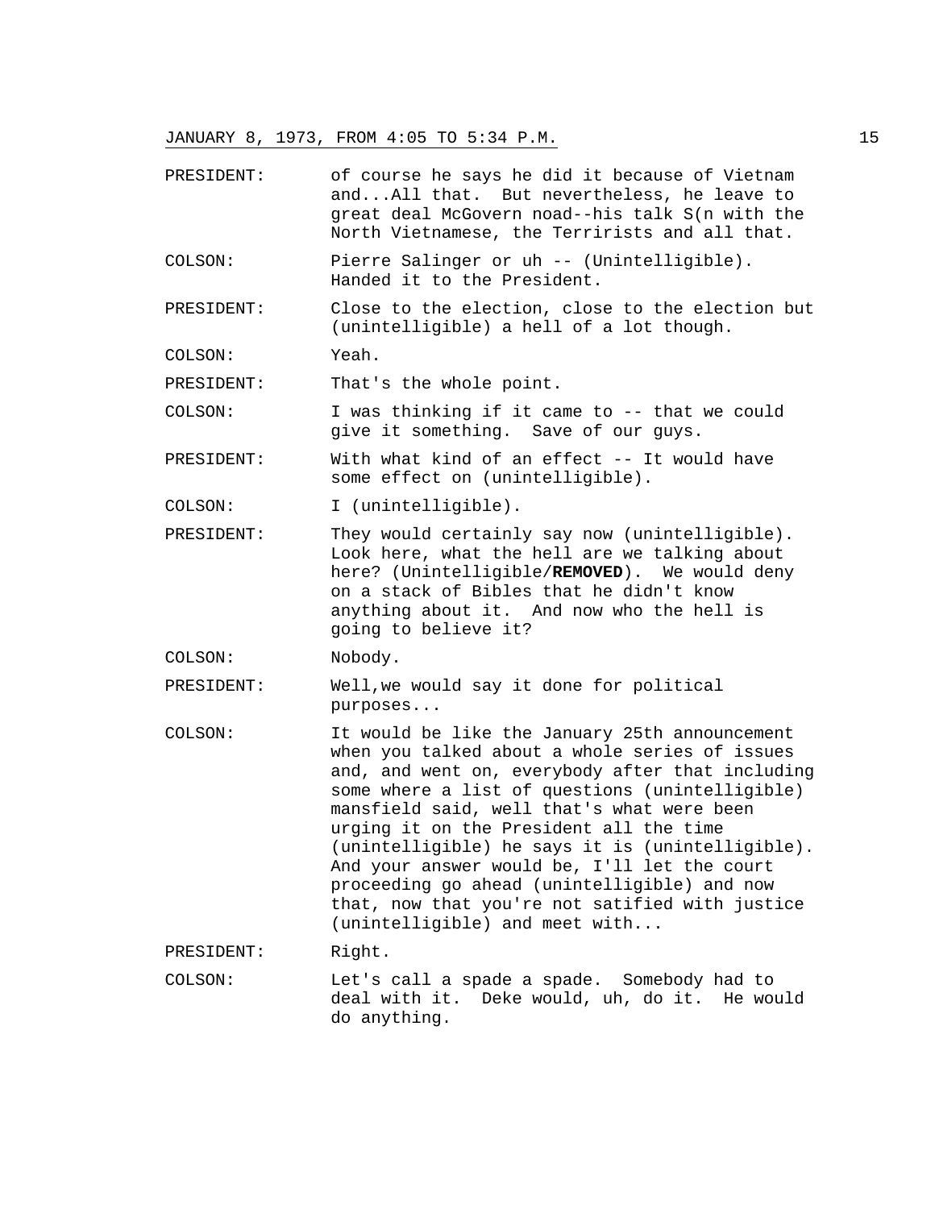PRESIDENT: of course he says he did it because of Vietnam and...All that. But nevertheless, he leave to great deal McGovern noad--his talk S(n with the North Vietnamese, the Terrirists and all that.

COLSON: Pierre Salinger or uh -- (Unintelligible). Handed it to the President.

PRESIDENT: Close to the election, close to the election but (unintelligible) a hell of a lot though.

COLSON: Yeah.

PRESIDENT: That's the whole point.

COLSON: I was thinking if it came to -- that we could give it something. Save of our guys.

PRESIDENT: With what kind of an effect -- It would have some effect on (unintelligible).

COLSON: I (unintelligible).

PRESIDENT: They would certainly say now (unintelligible). Look here, what the hell are we talking about here? (Unintelligible/**REMOVED**). We would deny on a stack of Bibles that he didn't know anything about it. And now who the hell is going to believe it?

COLSON: Nobody.

PRESIDENT: Well,we would say it done for political purposes...

COLSON: It would be like the January 25th announcement when you talked about a whole series of issues and, and went on, everybody after that including some where a list of questions (unintelligible) mansfield said, well that's what were been urging it on the President all the time (unintelligible) he says it is (unintelligible). And your answer would be, I'll let the court proceeding go ahead (unintelligible) and now that, now that you're not satified with justice (unintelligible) and meet with...

PRESIDENT: Right.

COLSON: Let's call a spade a spade. Somebody had to deal with it. Deke would, uh, do it. He would do anything.